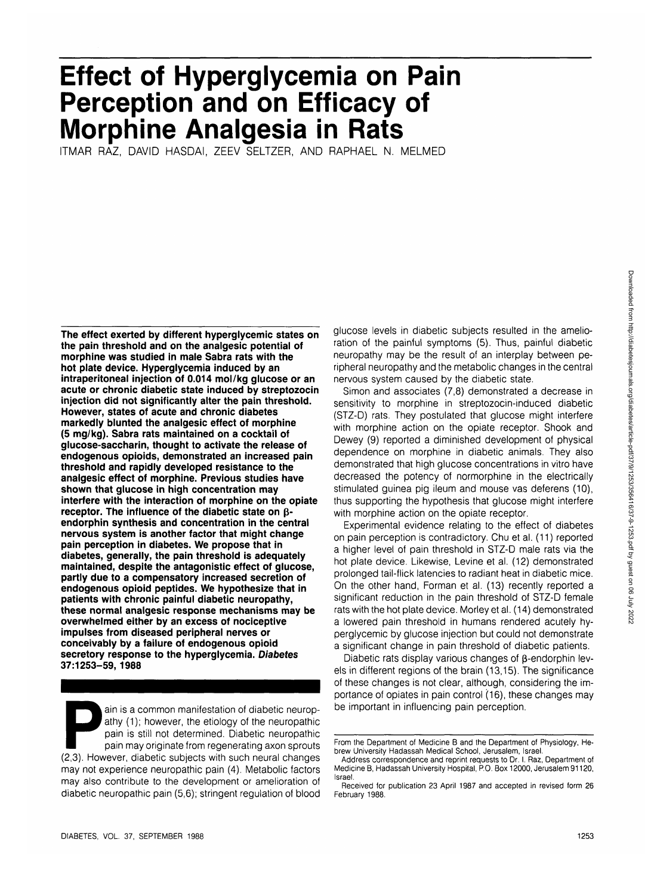# Effect of Hyperglycemia on Pain Perception and on Efficacy of Morphine Analgesia in Rats

ITMAR RAZ, DAVID HASDAI, ZEEV SELTZER, AND RAPHAEL N. MELMED

**The effect exerted by different hyperglycemic states on the pain threshold and on the analgesic potential of morphine was studied in male Sabra rats with the hot plate device. Hyperglycemia induced by an intraperitoneal injection of 0.014 mol/kg glucose or an acute or chronic diabetic state induced by streptozocin injection did not significantly alter the pain threshold. However, states of acute and chronic diabetes markedly blunted the analgesic effect of morphine (5 mg/kg). Sabra rats maintained on a cocktail of glucose-saccharin, thought to activate the release of endogenous opioids, demonstrated an increased pain threshold and rapidly developed resistance to the analgesic effect of morphine. Previous studies have shown that glucose in high concentration may interfere with the interaction of morphine on the opiate receptor. The influence of the diabetic state on β-endorphin synthesis and concentration in the central nervous system is another factor that might change pain perception in diabetes. We propose that in diabetes, generally, the pain threshold is adequately maintained, despite the antagonistic effect of glucose, partly due to a compensatory increased secretion of endogenous opioid peptides. We hypothesize that in patients with chronic painful diabetic neuropathy, these normal analgesic response mechanisms may be overwhelmed either by an excess of nociceptive impulses from diseased peripheral nerves or conceivably by a failure of endogenous opioid secretory response to the hyperglycemia. *Diabetes* 37:1253–59, 1988**

Pain is a common manifestation of diabetic neuropathy (1); however, the etiology of the neuropathic pain is still not determined. Diabetic neuropathic pain may originate from regenerating axon sprouts (2,3). However, diabetic subjects with such neural changes may not experience neuropathic pain (4). Metabolic factors may also contribute to the development or amelioration of diabetic neuropathic pain (5,6); stringent regulation of blood glucose levels in diabetic subjects resulted in the amelioration of the painful symptoms (5). Thus, painful diabetic neuropathy may be the result of an interplay between peripheral neuropathy and the metabolic changes in the central nervous system caused by the diabetic state.

Simon and associates (7,8) demonstrated a decrease in sensitivity to morphine in streptozocin-induced diabetic (STZ-D) rats. They postulated that glucose might interfere with morphine action on the opiate receptor. Shook and Dewey (9) reported a diminished development of physical dependence on morphine in diabetic animals. They also demonstrated that high glucose concentrations in vitro have decreased the potency of normorphine in the electrically stimulated guinea pig ileum and mouse vas deferens (10), thus supporting the hypothesis that glucose might interfere with morphine action on the opiate receptor.

Experimental evidence relating to the effect of diabetes on pain perception is contradictory. Chu et al. (11) reported a higher level of pain threshold in STZ-D male rats via the hot plate device. Likewise, Levine et al. (12) demonstrated prolonged tail-flick latencies to radiant heat in diabetic mice. On the other hand, Forman et al. (13) recently reported a significant reduction in the pain threshold of STZ-D female rats with the hot plate device. Morley et al. (14) demonstrated a lowered pain threshold in humans rendered acutely hyperglycemic by glucose injection but could not demonstrate a significant change in pain threshold of diabetic patients.

Diabetic rats display various changes of β-endorphin levels in different regions of the brain (13,15). The significance of these changes is not clear, although, considering the importance of opiates in pain control (16), these changes may be important in influencing pain perception.

From the Department of Medicine B and the Department of Physiology, Hebrew University Hadassah Medical School, Jerusalem, Israel.

Address correspondence and reprint requests to Dr. I. Raz, Department of Medicine B, Hadassah University Hospital, P.O. Box 12000, Jerusalem 91120, Israel.

Received for publication 23 April 1987 and accepted in revised form 26 February 1988.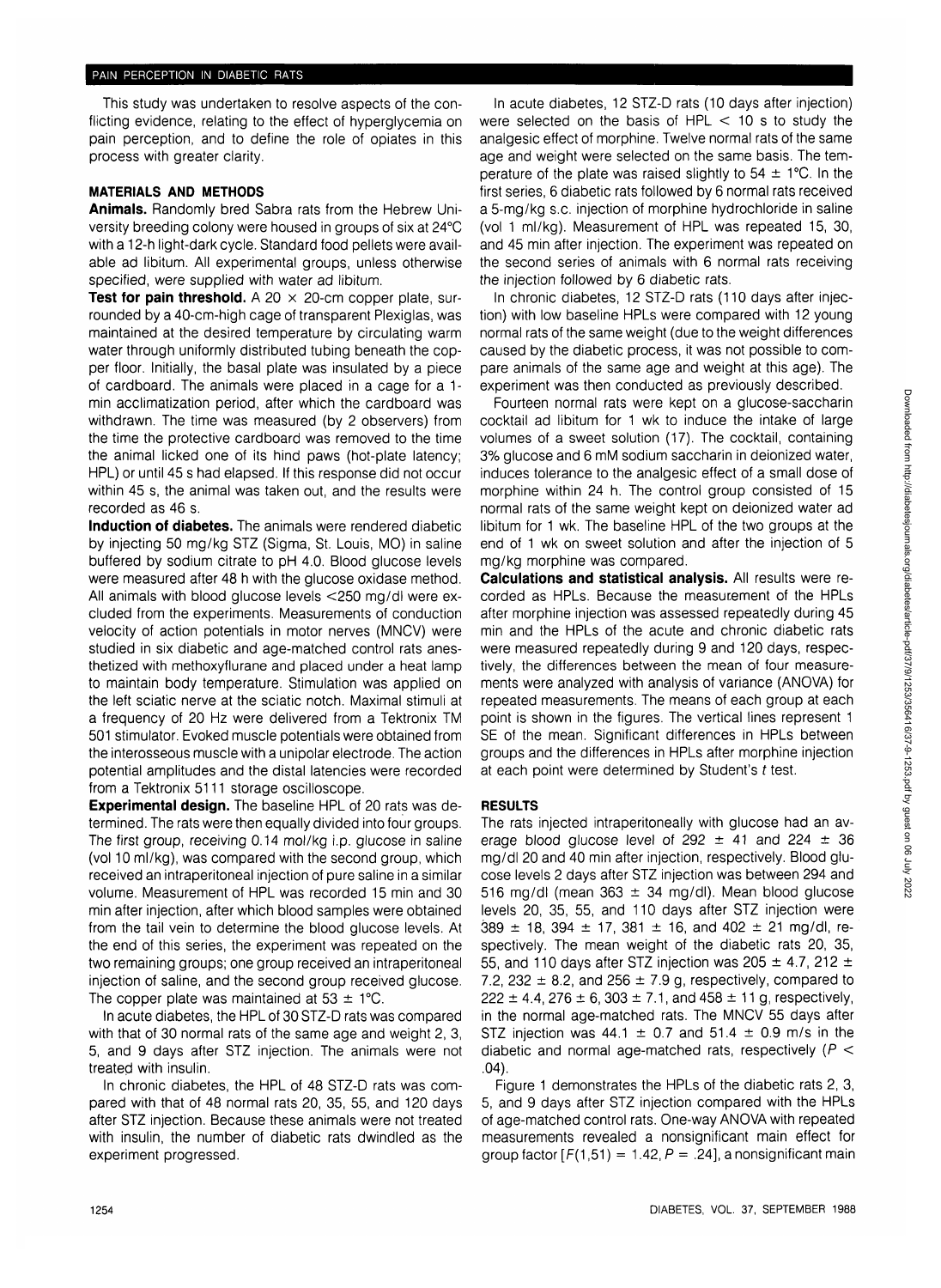This study was undertaken to resolve aspects of the conflicting evidence, relating to the effect of hyperglycemia on pain perception, and to define the role of opiates in this process with greater clarity.

## MATERIALS AND METHODS

**Animals.** Randomly bred Sabra rats from the Hebrew University breeding colony were housed in groups of six at 24°C with a 12-h light-dark cycle. Standard food pellets were available ad libitum. All experimental groups, unless otherwise specified, were supplied with water ad libitum.

**Test for pain threshold.** A 20 × 20-cm copper plate, surrounded by a 40-cm-high cage of transparent Plexiglas, was maintained at the desired temperature by circulating warm water through uniformly distributed tubing beneath the copper floor. Initially, the basal plate was insulated by a piece of cardboard. The animals were placed in a cage for a 1-min acclimatization period, after which the cardboard was withdrawn. The time was measured (by 2 observers) from the time the protective cardboard was removed to the time the animal licked one of its hind paws (hot-plate latency; HPL) or until 45 s had elapsed. If this response did not occur within 45 s, the animal was taken out, and the results were recorded as 46 s.

**Induction of diabetes.** The animals were rendered diabetic by injecting 50 mg/kg STZ (Sigma, St. Louis, MO) in saline buffered by sodium citrate to pH 4.0. Blood glucose levels were measured after 48 h with the glucose oxidase method. All animals with blood glucose levels <250 mg/dl were excluded from the experiments. Measurements of conduction velocity of action potentials in motor nerves (MNCV) were studied in six diabetic and age-matched control rats anesthetized with methoxyflurane and placed under a heat lamp to maintain body temperature. Stimulation was applied on the left sciatic nerve at the sciatic notch. Maximal stimuli at a frequency of 20 Hz were delivered from a Tektronix TM 501 stimulator. Evoked muscle potentials were obtained from the interosseous muscle with a unipolar electrode. The action potential amplitudes and the distal latencies were recorded from a Tektronix 5111 storage oscilloscope.

**Experimental design.** The baseline HPL of 20 rats was determined. The rats were then equally divided into four groups. The first group, receiving 0.14 mol/kg i.p. glucose in saline (vol 10 ml/kg), was compared with the second group, which received an intraperitoneal injection of pure saline in a similar volume. Measurement of HPL was recorded 15 min and 30 min after injection, after which blood samples were obtained from the tail vein to determine the blood glucose levels. At the end of this series, the experiment was repeated on the two remaining groups; one group received an intraperitoneal injection of saline, and the second group received glucose. The copper plate was maintained at 53 ± 1°C.

In acute diabetes, the HPL of 30 STZ-D rats was compared with that of 30 normal rats of the same age and weight 2, 3, 5, and 9 days after STZ injection. The animals were not treated with insulin.

In chronic diabetes, the HPL of 48 STZ-D rats was compared with that of 48 normal rats 20, 35, 55, and 120 days after STZ injection. Because these animals were not treated with insulin, the number of diabetic rats dwindled as the experiment progressed.

In acute diabetes, 12 STZ-D rats (10 days after injection) were selected on the basis of HPL < 10 s to study the analgesic effect of morphine. Twelve normal rats of the same age and weight were selected on the same basis. The temperature of the plate was raised slightly to 54 ± 1°C. In the first series, 6 diabetic rats followed by 6 normal rats received a 5-mg/kg s.c. injection of morphine hydrochloride in saline (vol 1 ml/kg). Measurement of HPL was repeated 15, 30, and 45 min after injection. The experiment was repeated on the second series of animals with 6 normal rats receiving the injection followed by 6 diabetic rats.

In chronic diabetes, 12 STZ-D rats (110 days after injection) with low baseline HPLs were compared with 12 young normal rats of the same weight (due to the weight differences caused by the diabetic process, it was not possible to compare animals of the same age and weight at this age). The experiment was then conducted as previously described.

Fourteen normal rats were kept on a glucose-saccharin cocktail ad libitum for 1 wk to induce the intake of large volumes of a sweet solution (17). The cocktail, containing 3% glucose and 6 mM sodium saccharin in deionized water, induces tolerance to the analgesic effect of a small dose of morphine within 24 h. The control group consisted of 15 normal rats of the same weight kept on deionized water ad libitum for 1 wk. The baseline HPL of the two groups at the end of 1 wk on sweet solution and after the injection of 5 mg/kg morphine was compared.

**Calculations and statistical analysis.** All results were recorded as HPLs. Because the measurement of the HPLs after morphine injection was assessed repeatedly during 45 min and the HPLs of the acute and chronic diabetic rats were measured repeatedly during 9 and 120 days, respectively, the differences between the mean of four measurements were analyzed with analysis of variance (ANOVA) for repeated measurements. The means of each group at each point is shown in the figures. The vertical lines represent 1 SE of the mean. Significant differences in HPLs between groups and the differences in HPLs after morphine injection at each point were determined by Student's *t* test.

## RESULTS

The rats injected intraperitoneally with glucose had an average blood glucose level of 292 ± 41 and 224 ± 36 mg/dl 20 and 40 min after injection, respectively. Blood glucose levels 2 days after STZ injection was between 294 and 516 mg/dl (mean 363 ± 34 mg/dl). Mean blood glucose levels 20, 35, 55, and 110 days after STZ injection were 389 ± 18, 394 ± 17, 381 ± 16, and 402 ± 21 mg/dl, respectively. The mean weight of the diabetic rats 20, 35, 55, and 110 days after STZ injection was 205 ± 4.7, 212 ± 7.2, 232 ± 8.2, and 256 ± 7.9 g, respectively, compared to 222 ± 4.4, 276 ± 6, 303 ± 7.1, and 458 ± 11 g, respectively, in the normal age-matched rats. The MNCV 55 days after STZ injection was 44.1 ± 0.7 and 51.4 ± 0.9 m/s in the diabetic and normal age-matched rats, respectively ($P < .04$).

Figure 1 demonstrates the HPLs of the diabetic rats 2, 3, 5, and 9 days after STZ injection compared with the HPLs of age-matched control rats. One-way ANOVA with repeated measurements revealed a nonsignificant main effect for group factor [$F(1,51) = 1.42$, $P = .24$], a nonsignificant main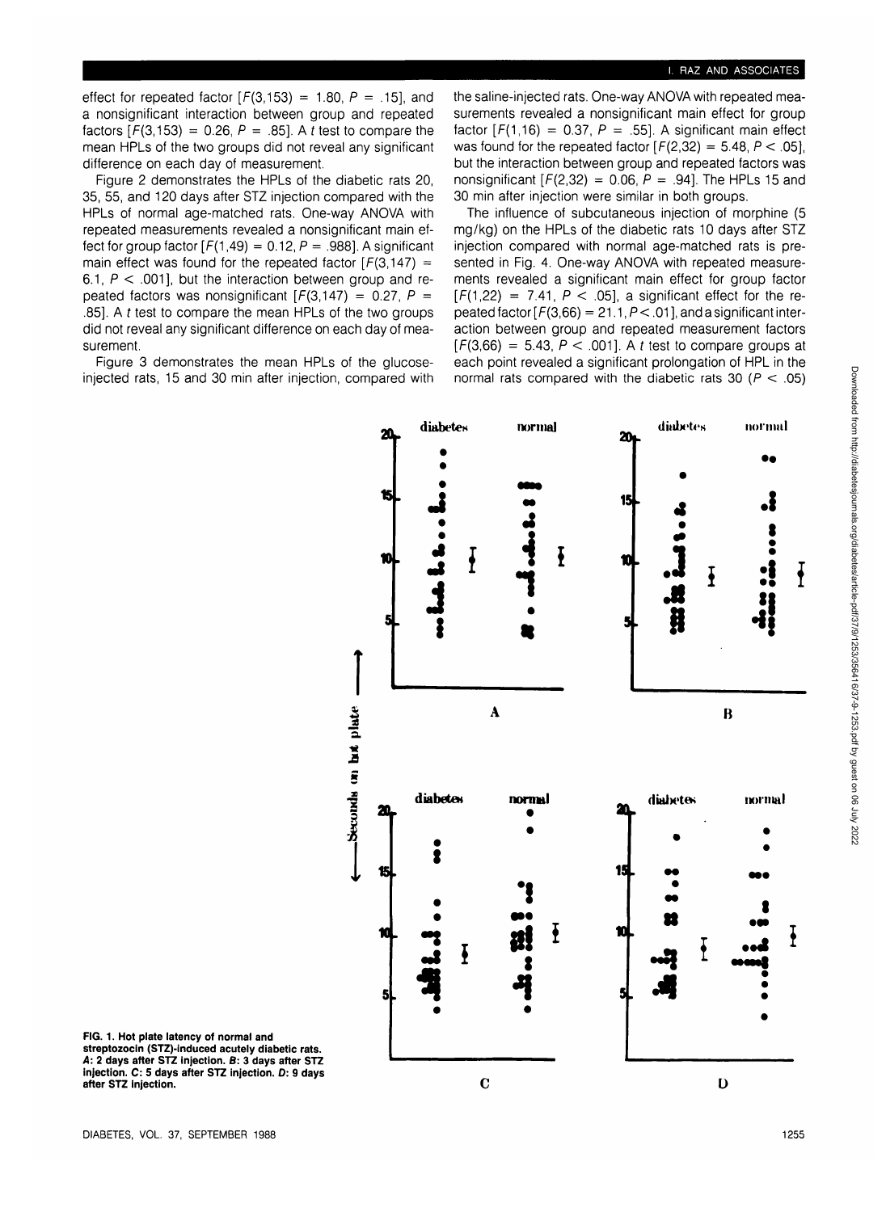effect for repeated factor [$F(3,153) = 1.80$, $P = .15$], and a nonsignificant interaction between group and repeated factors [$F(3,153) = 0.26$, $P = .85$]. A $t$ test to compare the mean HPLs of the two groups did not reveal any significant difference on each day of measurement.

Figure 2 demonstrates the HPLs of the diabetic rats 20, 35, 55, and 120 days after STZ injection compared with the HPLs of normal age-matched rats. One-way ANOVA with repeated measurements revealed a nonsignificant main effect for group factor [$F(1,49) = 0.12$, $P = .988$]. A significant main effect was found for the repeated factor [$F(3,147) = 6.1$, $P < .001$], but the interaction between group and repeated factors was nonsignificant [$F(3,147) = 0.27$, $P = .85$]. A $t$ test to compare the mean HPLs of the two groups did not reveal any significant difference on each day of measurement.

Figure 3 demonstrates the mean HPLs of the glucose-injected rats, 15 and 30 min after injection, compared with the saline-injected rats. One-way ANOVA with repeated measurements revealed a nonsignificant main effect for group factor [$F(1,16) = 0.37$, $P = .55$]. A significant main effect was found for the repeated factor [$F(2,32) = 5.48$, $P < .05$], but the interaction between group and repeated factors was nonsignificant [$F(2,32) = 0.06$, $P = .94$]. The HPLs 15 and 30 min after injection were similar in both groups.

The influence of subcutaneous injection of morphine (5 mg/kg) on the HPLs of the diabetic rats 10 days after STZ injection compared with normal age-matched rats is presented in Fig. 4. One-way ANOVA with repeated measurements revealed a significant main effect for group factor [$F(1,22) = 7.41$, $P < .05$], a significant effect for the repeated factor [$F(3,66) = 21.1$, $P < .01$], and a significant interaction between group and repeated measurement factors [$F(3,66) = 5.43$, $P < .001$]. A $t$ test to compare groups at each point revealed a significant prolongation of HPL in the normal rats compared with the diabetic rats 30 ($P < .05$)

**FIG. 1. Hot plate latency of normal and streptozocin (STZ)-induced acutely diabetic rats. *A*: 2 days after STZ injection. *B*: 3 days after STZ injection. *C*: 5 days after STZ injection. *D*: 9 days after STZ injection.**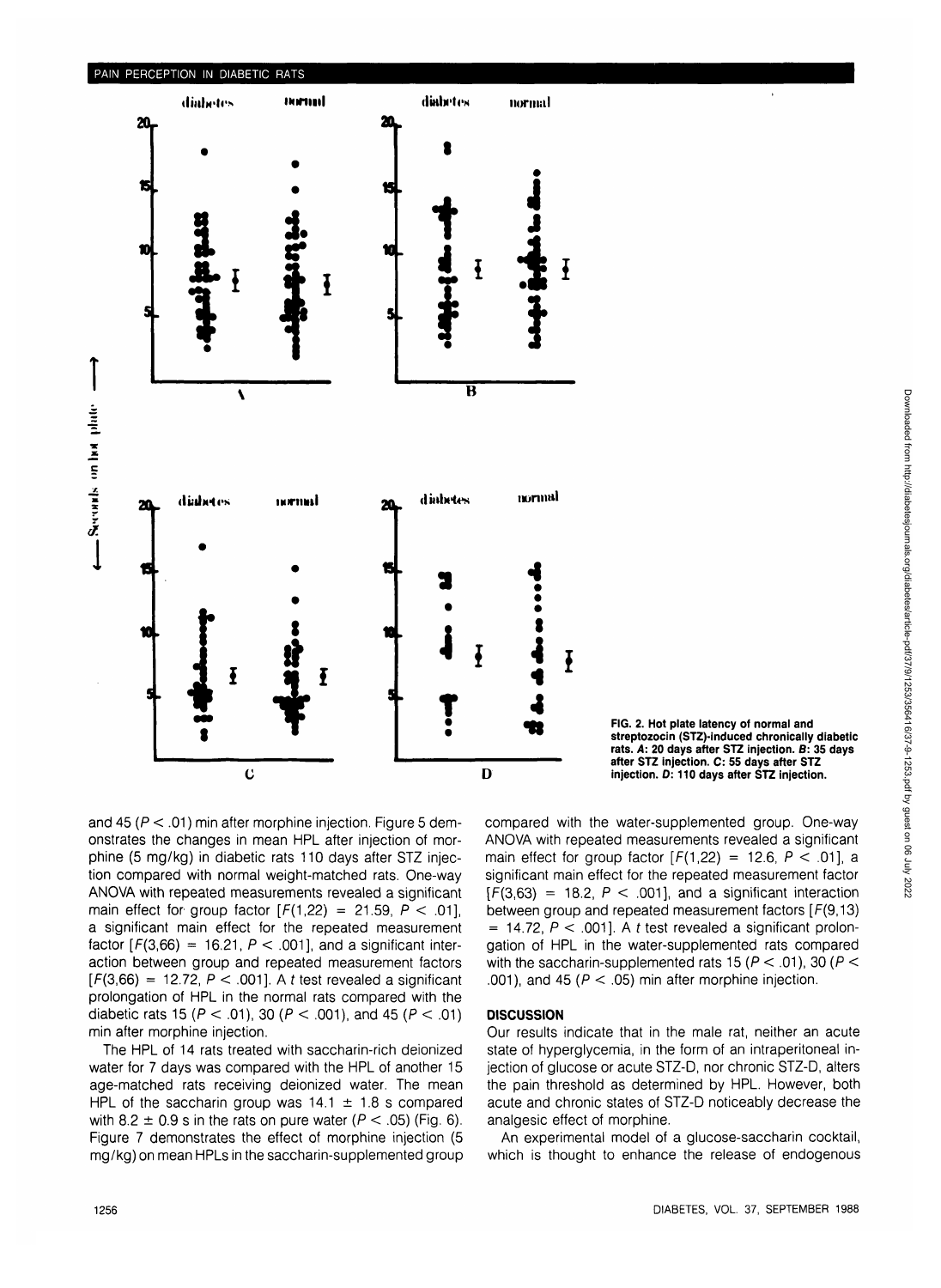FIG. 2. Hot plate latency of normal and streptozocin (STZ)-induced chronically diabetic rats. *A*: 20 days after STZ injection. *B*: 35 days after STZ injection. *C*: 55 days after STZ injection. *D*: 110 days after STZ injection.

and 45 ($P < .01$) min after morphine injection. Figure 5 demonstrates the changes in mean HPL after injection of morphine (5 mg/kg) in diabetic rats 110 days after STZ injection compared with normal weight-matched rats. One-way ANOVA with repeated measurements revealed a significant main effect for group factor [$F(1,22) = 21.59$, $P < .01$], a significant main effect for the repeated measurement factor [$F(3,66) = 16.21$, $P < .001$], and a significant interaction between group and repeated measurement factors [$F(3,66) = 12.72$, $P < .001$]. A *t* test revealed a significant prolongation of HPL in the normal rats compared with the diabetic rats 15 ($P < .01$), 30 ($P < .001$), and 45 ($P < .01$) min after morphine injection.

The HPL of 14 rats treated with saccharin-rich deionized water for 7 days was compared with the HPL of another 15 age-matched rats receiving deionized water. The mean HPL of the saccharin group was $14.1 \pm 1.8$ s compared with $8.2 \pm 0.9$ s in the rats on pure water ($P < .05$) (Fig. 6). Figure 7 demonstrates the effect of morphine injection (5 mg/kg) on mean HPLs in the saccharin-supplemented group compared with the water-supplemented group. One-way ANOVA with repeated measurements revealed a significant main effect for group factor [$F(1,22) = 12.6$, $P < .01$], a significant main effect for the repeated measurement factor [$F(3,63) = 18.2$, $P < .001$], and a significant interaction between group and repeated measurement factors [$F(9,13) = 14.72$, $P < .001$]. A *t* test revealed a significant prolongation of HPL in the water-supplemented rats compared with the saccharin-supplemented rats 15 ($P < .01$), 30 ($P < .001$), and 45 ($P < .05$) min after morphine injection.

## DISCUSSION

Our results indicate that in the male rat, neither an acute state of hyperglycemia, in the form of an intraperitoneal injection of glucose or acute STZ-D, nor chronic STZ-D, alters the pain threshold as determined by HPL. However, both acute and chronic states of STZ-D noticeably decrease the analgesic effect of morphine.

An experimental model of a glucose-saccharin cocktail, which is thought to enhance the release of endogenous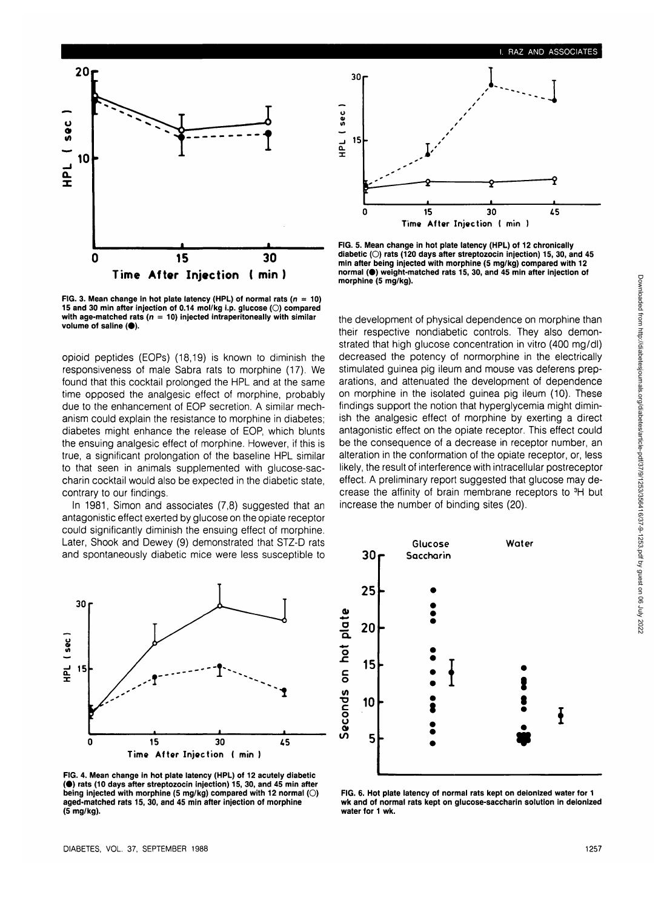FIG. 3. Mean change in hot plate latency (HPL) of normal rats (n = 10) 15 and 30 min after injection of 0.14 mol/kg i.p. glucose (○) compared with age-matched rats (n = 10) injected intraperitoneally with similar volume of saline (●).

FIG. 5. Mean change in hot plate latency (HPL) of 12 chronically diabetic (○) rats (120 days after streptozocin injection) 15, 30, and 45 min after being injected with morphine (5 mg/kg) compared with 12 normal (●) weight-matched rats 15, 30, and 45 min after injection of morphine (5 mg/kg).

opioid peptides (EOPs) (18,19) is known to diminish the responsiveness of male Sabra rats to morphine (17). We found that this cocktail prolonged the HPL and at the same time opposed the analgesic effect of morphine, probably due to the enhancement of EOP secretion. A similar mechanism could explain the resistance to morphine in diabetes; diabetes might enhance the release of EOP, which blunts the ensuing analgesic effect of morphine. However, if this is true, a significant prolongation of the baseline HPL similar to that seen in animals supplemented with glucose-saccharin cocktail would also be expected in the diabetic state, contrary to our findings.

In 1981, Simon and associates (7,8) suggested that an antagonistic effect exerted by glucose on the opiate receptor could significantly diminish the ensuing effect of morphine. Later, Shook and Dewey (9) demonstrated that STZ-D rats and spontaneously diabetic mice were less susceptible to the development of physical dependence on morphine than their respective nondiabetic controls. They also demonstrated that high glucose concentration in vitro (400 mg/dl) decreased the potency of normorphine in the electrically stimulated guinea pig ileum and mouse vas deferens preparations, and attenuated the development of dependence on morphine in the isolated guinea pig ileum (10). These findings support the notion that hyperglycemia might diminish the analgesic effect of morphine by exerting a direct antagonistic effect on the opiate receptor. This effect could be the consequence of a decrease in receptor number, an alteration in the conformation of the opiate receptor, or, less likely, the result of interference with intracellular postreceptor effect. A preliminary report suggested that glucose may decrease the affinity of brain membrane receptors to $^{3}$H but increase the number of binding sites (20).

FIG. 4. Mean change in hot plate latency (HPL) of 12 acutely diabetic (●) rats (10 days after streptozocin injection) 15, 30, and 45 min after being injected with morphine (5 mg/kg) compared with 12 normal (○) aged-matched rats 15, 30, and 45 min after injection of morphine (5 mg/kg).

FIG. 6. Hot plate latency of normal rats kept on deionized water for 1 wk and of normal rats kept on glucose-saccharin solution in deionized water for 1 wk.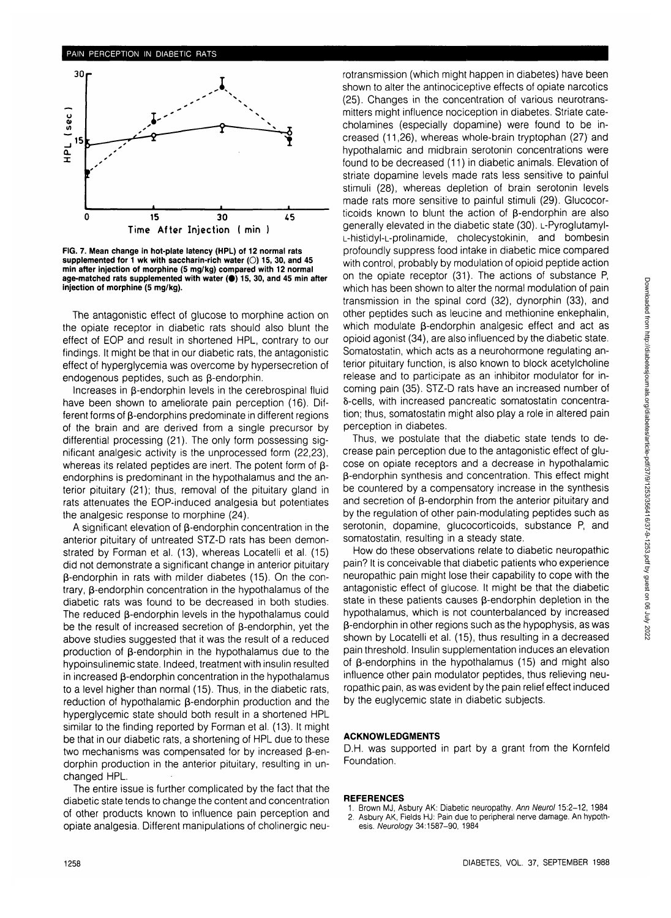FIG. 7. Mean change in hot-plate latency (HPL) of 12 normal rats supplemented for 1 wk with saccharin-rich water (○) 15, 30, and 45 min after injection of morphine (5 mg/kg) compared with 12 normal age-matched rats supplemented with water (●) 15, 30, and 45 min after injection of morphine (5 mg/kg).

The antagonistic effect of glucose to morphine action on the opiate receptor in diabetic rats should also blunt the effect of EOP and result in shortened HPL, contrary to our findings. It might be that in our diabetic rats, the antagonistic effect of hyperglycemia was overcome by hypersecretion of endogenous peptides, such as β-endorphin.

Increases in β-endorphin levels in the cerebrospinal fluid have been shown to ameliorate pain perception (16). Different forms of β-endorphins predominate in different regions of the brain and are derived from a single precursor by differential processing (21). The only form possessing significant analgesic activity is the unprocessed form (22,23), whereas its related peptides are inert. The potent form of β-endorphins is predominant in the hypothalamus and the anterior pituitary (21); thus, removal of the pituitary gland in rats attenuates the EOP-induced analgesia but potentiates the analgesic response to morphine (24).

A significant elevation of β-endorphin concentration in the anterior pituitary of untreated STZ-D rats has been demonstrated by Forman et al. (13), whereas Locatelli et al. (15) did not demonstrate a significant change in anterior pituitary β-endorphin in rats with milder diabetes (15). On the contrary, β-endorphin concentration in the hypothalamus of the diabetic rats was found to be decreased in both studies. The reduced β-endorphin levels in the hypothalamus could be the result of increased secretion of β-endorphin, yet the above studies suggested that it was the result of a reduced production of β-endorphin in the hypothalamus due to the hypoinsulinemic state. Indeed, treatment with insulin resulted in increased β-endorphin concentration in the hypothalamus to a level higher than normal (15). Thus, in the diabetic rats, reduction of hypothalamic β-endorphin production and the hyperglycemic state should both result in a shortened HPL similar to the finding reported by Forman et al. (13). It might be that in our diabetic rats, a shortening of HPL due to these two mechanisms was compensated for by increased β-endorphin production in the anterior pituitary, resulting in unchanged HPL.

The entire issue is further complicated by the fact that the diabetic state tends to change the content and concentration of other products known to influence pain perception and opiate analgesia. Different manipulations of cholinergic neurotransmission (which might happen in diabetes) have been shown to alter the antinociceptive effects of opiate narcotics (25). Changes in the concentration of various neurotransmitters might influence nociception in diabetes. Striate catecholamines (especially dopamine) were found to be increased (11,26), whereas whole-brain tryptophan (27) and hypothalamic and midbrain serotonin concentrations were found to be decreased (11) in diabetic animals. Elevation of striate dopamine levels made rats less sensitive to painful stimuli (28), whereas depletion of brain serotonin levels made rats more sensitive to painful stimuli (29). Glucocorticoids known to blunt the action of β-endorphin are also generally elevated in the diabetic state (30). L-Pyroglutamyl-L-histidyl-L-prolinamide, cholecystokinin, and bombesin profoundly suppress food intake in diabetic mice compared with control, probably by modulation of opioid peptide action on the opiate receptor (31). The actions of substance P, which has been shown to alter the normal modulation of pain transmission in the spinal cord (32), dynorphin (33), and other peptides such as leucine and methionine enkephalin, which modulate β-endorphin analgesic effect and act as opioid agonist (34), are also influenced by the diabetic state. Somatostatin, which acts as a neurohormone regulating anterior pituitary function, is also known to block acetylcholine release and to participate as an inhibitor modulator for incoming pain (35). STZ-D rats have an increased number of δ-cells, with increased pancreatic somatostatin concentration; thus, somatostatin might also play a role in altered pain perception in diabetes.

Thus, we postulate that the diabetic state tends to decrease pain perception due to the antagonistic effect of glucose on opiate receptors and a decrease in hypothalamic β-endorphin synthesis and concentration. This effect might be countered by a compensatory increase in the synthesis and secretion of β-endorphin from the anterior pituitary and by the regulation of other pain-modulating peptides such as serotonin, dopamine, glucocorticoids, substance P, and somatostatin, resulting in a steady state.

How do these observations relate to diabetic neuropathic pain? It is conceivable that diabetic patients who experience neuropathic pain might lose their capability to cope with the antagonistic effect of glucose. It might be that the diabetic state in these patients causes β-endorphin depletion in the hypothalamus, which is not counterbalanced by increased β-endorphin in other regions such as the hypophysis, as was shown by Locatelli et al. (15), thus resulting in a decreased pain threshold. Insulin supplementation induces an elevation of β-endorphins in the hypothalamus (15) and might also influence other pain modulator peptides, thus relieving neuropathic pain, as was evident by the pain relief effect induced by the euglycemic state in diabetic subjects.

## ACKNOWLEDGMENTS

D.H. was supported in part by a grant from the Kornfeld Foundation.

## REFERENCES

1. Brown MJ, Asbury AK: Diabetic neuropathy. *Ann Neurol* 15:2–12, 1984
2. Asbury AK, Fields HJ: Pain due to peripheral nerve damage. An hypothesis. *Neurology* 34:1587–90, 1984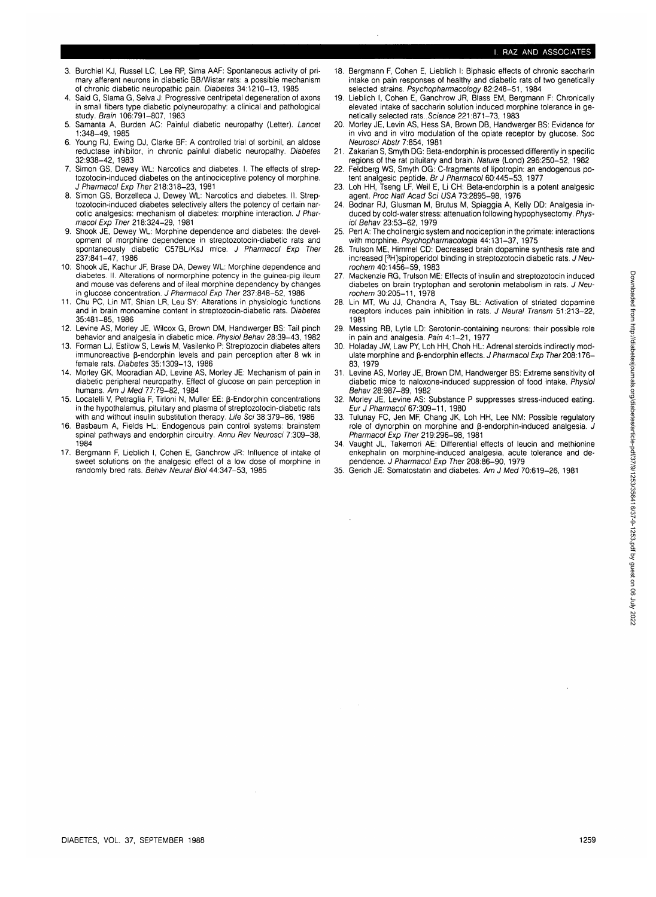3. Burchiel KJ, Russel LC, Lee RP, Sima AAF: Spontaneous activity of primary afferent neurons in diabetic BB/Wistar rats: a possible mechanism of chronic diabetic neuropathic pain. *Diabetes* 34:1210–13, 1985
4. Said G, Slama G, Selva J: Progressive centripetal degeneration of axons in small fibers type diabetic polyneuropathy: a clinical and pathological study. *Brain* 106:791–807, 1983
5. Samanta A, Burden AC: Painful diabetic neuropathy (Letter). *Lancet* 1:348–49, 1985
6. Young RJ, Ewing DJ, Clarke BF: A controlled trial of sorbinil, an aldose reductase inhibitor, in chronic painful diabetic neuropathy. *Diabetes* 32:938–42, 1983
7. Simon GS, Dewey WL: Narcotics and diabetes. I. The effects of streptozotocin-induced diabetes on the antinociceptive potency of morphine. *J Pharmacol Exp Ther* 218:318–23, 1981
8. Simon GS, Borzelleca J, Dewey WL: Narcotics and diabetes. II. Streptozotocin-induced diabetes selectively alters the potency of certain narcotic analgesics: mechanism of diabetes: morphine interaction. *J Pharmacol Exp Ther* 218:324–29, 1981
9. Shook JE, Dewey WL: Morphine dependence and diabetes: the development of morphine dependence in streptozotocin-diabetic rats and spontaneously diabetic C57BL/KsJ mice. *J Pharmacol Exp Ther* 237:841–47, 1986
10. Shook JE, Kachur JF, Brase DA, Dewey WL: Morphine dependence and diabetes. II. Alterations of normorphine potency in the guinea-pig ileum and mouse vas deferens and of ileal morphine dependency by changes in glucose concentration. *J Pharmacol Exp Ther* 237:848–52, 1986
11. Chu PC, Lin MT, Shian LR, Leu SY: Alterations in physiologic functions and in brain monoamine content in streptozocin-diabetic rats. *Diabetes* 35:481–85, 1986
12. Levine AS, Morley JE, Wilcox G, Brown DM, Handwerger BS: Tail pinch behavior and analgesia in diabetic mice. *Physiol Behav* 28:39–43, 1982
13. Forman LJ, Estilow S, Lewis M, Vasilenko P: Streptozocin diabetes alters immunoreactive β-endorphin levels and pain perception after 8 wk in female rats. *Diabetes* 35:1309–13, 1986
14. Morley GK, Mooradian AD, Levine AS, Morley JE: Mechanism of pain in diabetic peripheral neuropathy. Effect of glucose on pain perception in humans. *Am J Med* 77:79–82, 1984
15. Locatelli V, Petraglia F, Tirloni N, Muller EE: β-Endorphin concentrations in the hypothalamus, pituitary and plasma of streptozotocin-diabetic rats with and without insulin substitution therapy. *Life Sci* 38:379–86, 1986
16. Basbaum A, Fields HL: Endogenous pain control systems: brainstem spinal pathways and endorphin circuitry. *Annu Rev Neurosci* 7:309–38, 1984
17. Bergmann F, Lieblich I, Cohen E, Ganchrow JR: Influence of intake of sweet solutions on the analgesic effect of a low dose of morphine in randomly bred rats. *Behav Neural Biol* 44:347–53, 1985
18. Bergmann F, Cohen E, Lieblich I: Biphasic effects of chronic saccharin intake on pain responses of healthy and diabetic rats of two genetically selected strains. *Psychopharmacology* 82:248–51, 1984
19. Lieblich I, Cohen E, Ganchrow JR, Blass EM, Bergmann F: Chronically elevated intake of saccharin solution induced morphine tolerance in genetically selected rats. *Science* 221:871–73, 1983
20. Morley JE, Levin AS, Hess SA, Brown DB, Handwerger BS: Evidence for in vivo and in vitro modulation of the opiate receptor by glucose. *Soc Neurosci Abstr* 7:854, 1981
21. Zakarian S, Smyth DG: Beta-endorphin is processed differently in specific regions of the rat pituitary and brain. *Nature* (Lond) 296:250–52, 1982
22. Feldberg WS, Smyth OG: C-fragments of lipotropin: an endogenous potent analgesic peptide. *Br J Pharmacol* 60:445–53, 1977
23. Loh HH, Tseng LF, Weil E, Li CH: Beta-endorphin is a potent analgesic agent. *Proc Natl Acad Sci USA* 73:2895–98, 1976
24. Bodnar RJ, Glusman M, Brutus M, Spiaggia A, Kelly DD: Analgesia induced by cold-water stress: attenuation following hypophysectomy. *Physiol Behav* 23:53–62, 1979
25. Pert A: The cholinergic system and nociception in the primate: interactions with morphine. *Psychopharmacologia* 44:131–37, 1975
26. Trulson ME, Himmel CD: Decreased brain dopamine synthesis rate and increased [$^{3}$H]spiroperidol binding in streptozotocin diabetic rats. *J Neurochem* 40:1456–59, 1983
27. Mackenzie RG, Trulson ME: Effects of insulin and streptozotocin induced diabetes on brain tryptophan and serotonin metabolism in rats. *J Neurochem* 30:205–11, 1978
28. Lin MT, Wu JJ, Chandra A, Tsay BL: Activation of striated dopamine receptors induces pain inhibition in rats. *J Neural Transm* 51:213–22, 1981
29. Messing RB, Lytle LD: Serotonin-containing neurons: their possible role in pain and analgesia. *Pain* 4:1–21, 1977
30. Holaday JW, Law PY, Loh HH, Choh HL: Adrenal steroids indirectly modulate morphine and β-endorphin effects. *J Pharmacol Exp Ther* 208:176–83, 1979
31. Levine AS, Morley JE, Brown DM, Handwerger BS: Extreme sensitivity of diabetic mice to naloxone-induced suppression of food intake. *Physiol Behav* 28:987–89, 1982
32. Morley JE, Levine AS: Substance P suppresses stress-induced eating. *Eur J Pharmacol* 67:309–11, 1980
33. Tulunay FC, Jen MF, Chang JK, Loh HH, Lee NM: Possible regulatory role of dynorphin on morphine and β-endorphin-induced analgesia. *J Pharmacol Exp Ther* 219:296–98, 1981
34. Vaught JL, Takemori AE: Differential effects of leucin and methionine enkephalin on morphine-induced analgesia, acute tolerance and dependence. *J Pharmacol Exp Ther* 208:86–90, 1979
35. Gerich JE: Somatostatin and diabetes. *Am J Med* 70:619–26, 1981